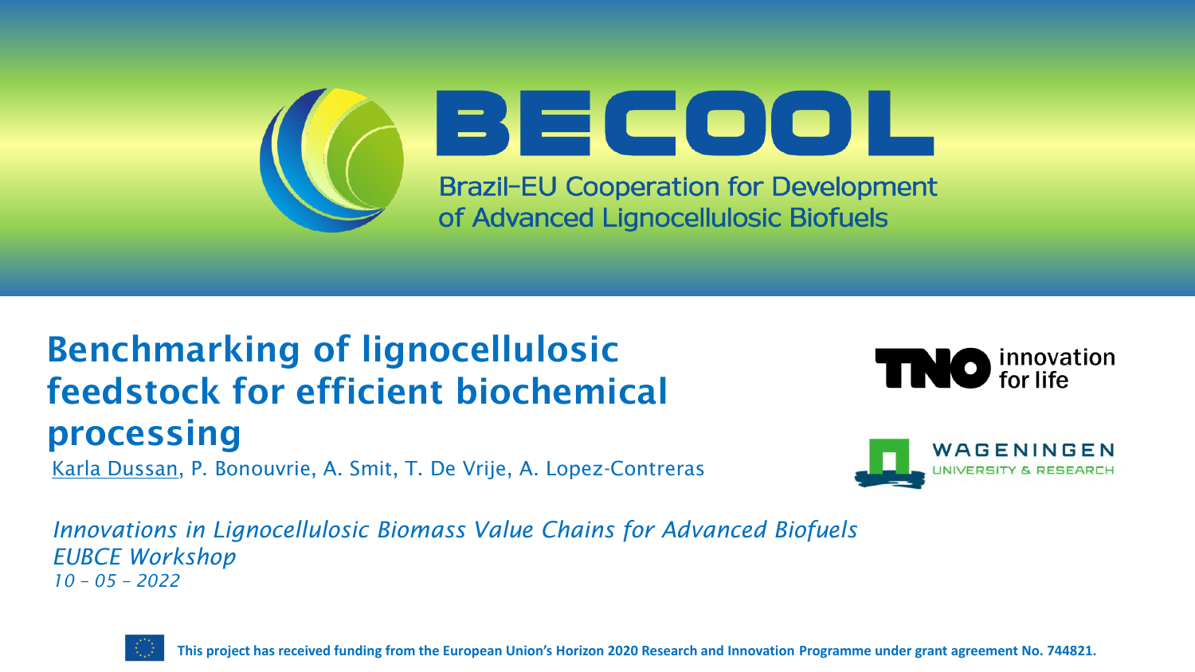# BECOOL

Brazil-EU Cooperation for Development of Advanced Lignocellulosic Biofuels

## Benchmarking of lignocellulosic feedstock for efficient biochemical processing

Karla Dussan, P. Bonouvrie, A. Smit, T. De Vrije, A. Lopez-Contreras

TNO innovation for life

WAGENINGEN UNIVERSITY & RESEARCH

*Innovations in Lignocellulosic Biomass Value Chains for Advanced Biofuels*
*EUBCE Workshop*
*10 – 05 – 2022*

**This project has received funding from the European Union's Horizon 2020 Research and Innovation Programme under grant agreement No. 744821.**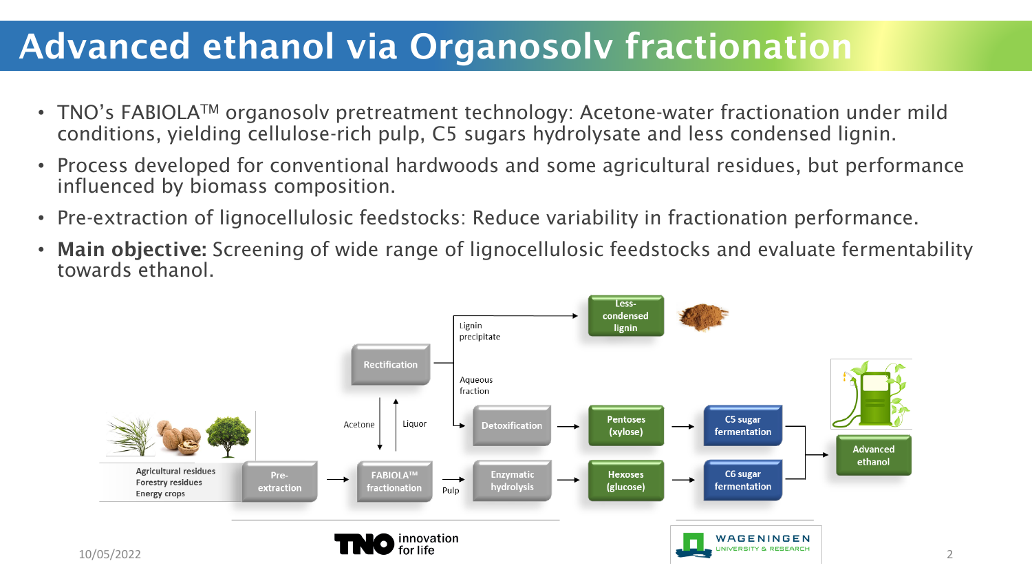# Advanced ethanol via Organosolv fractionation

- TNO's FABIOLA™ organosolv pretreatment technology: Acetone-water fractionation under mild conditions, yielding cellulose-rich pulp, C5 sugars hydrolysate and less condensed lignin.
- Process developed for conventional hardwoods and some agricultural residues, but performance influenced by biomass composition.
- Pre-extraction of lignocellulosic feedstocks: Reduce variability in fractionation performance.
- **Main objective:** Screening of wide range of lignocellulosic feedstocks and evaluate fermentability towards ethanol.

Agricultural residues
Forestry residues
Energy crops

Pre-extraction → FABIOLA™ fractionation

FABIOLA™ fractionation → Liquor → Rectification
Rectification → Acetone → FABIOLA™ fractionation
Rectification → Lignin precipitate → Less-condensed lignin
Rectification → Aqueous fraction → Detoxification → Pentoses (xylose) → C5 sugar fermentation → Advanced ethanol

FABIOLA™ fractionation → Pulp → Enzymatic hydrolysis → Hexoses (glucose) → C6 sugar fermentation → Advanced ethanol

TNO innovation for life

WAGENINGEN UNIVERSITY & RESEARCH

10/05/2022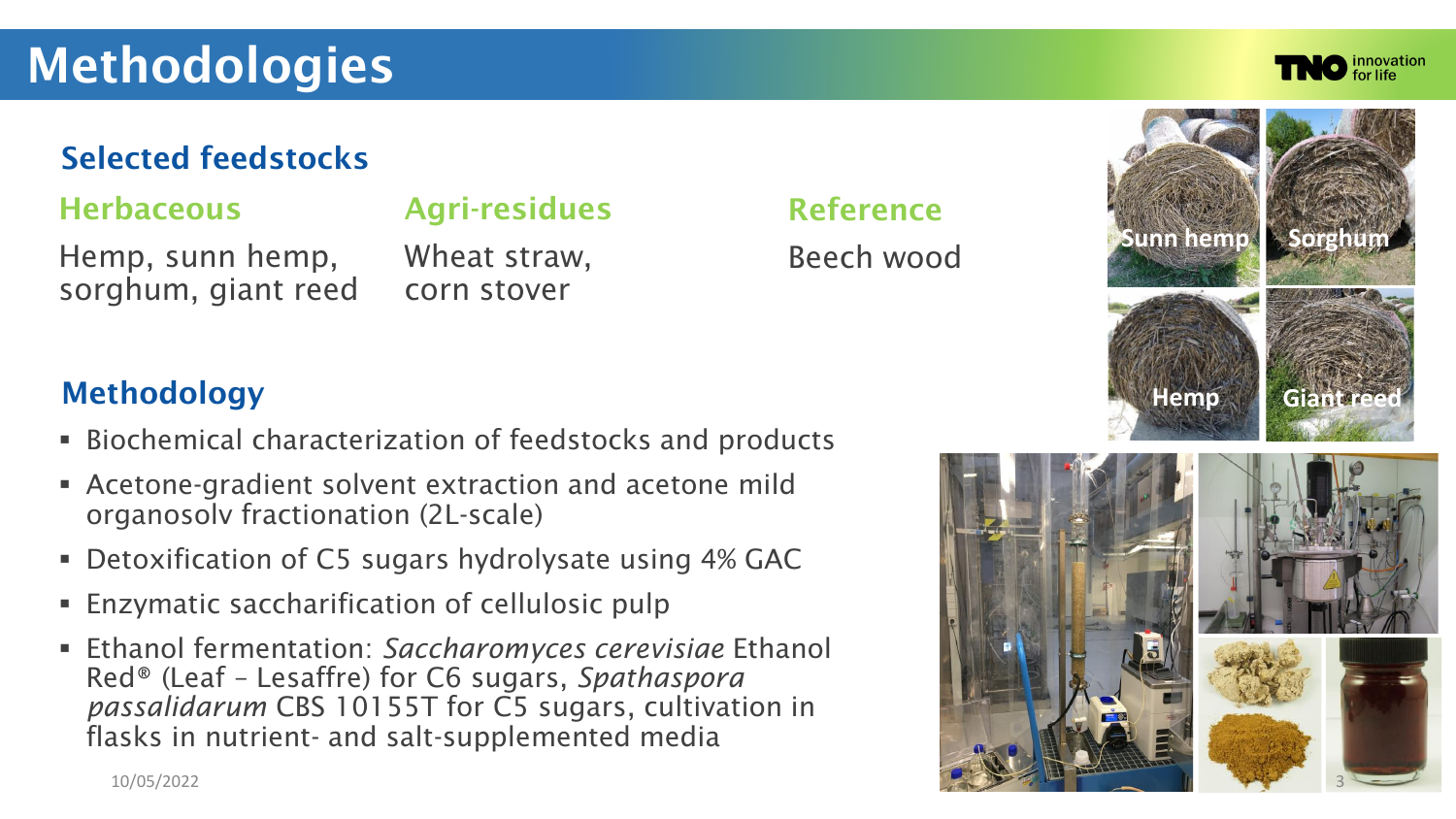# Methodologies

## Selected feedstocks

### Herbaceous

Hemp, sunn hemp, sorghum, giant reed

### Agri-residues

Wheat straw, corn stover

### Reference

Beech wood

## Methodology

- Biochemical characterization of feedstocks and products
- Acetone-gradient solvent extraction and acetone mild organosolv fractionation (2L-scale)
- Detoxification of C5 sugars hydrolysate using 4% GAC
- Enzymatic saccharification of cellulosic pulp
- Ethanol fermentation: *Saccharomyces cerevisiae* Ethanol Red® (Leaf – Lesaffre) for C6 sugars, *Spathaspora passalidarum* CBS 10155T for C5 sugars, cultivation in flasks in nutrient- and salt-supplemented media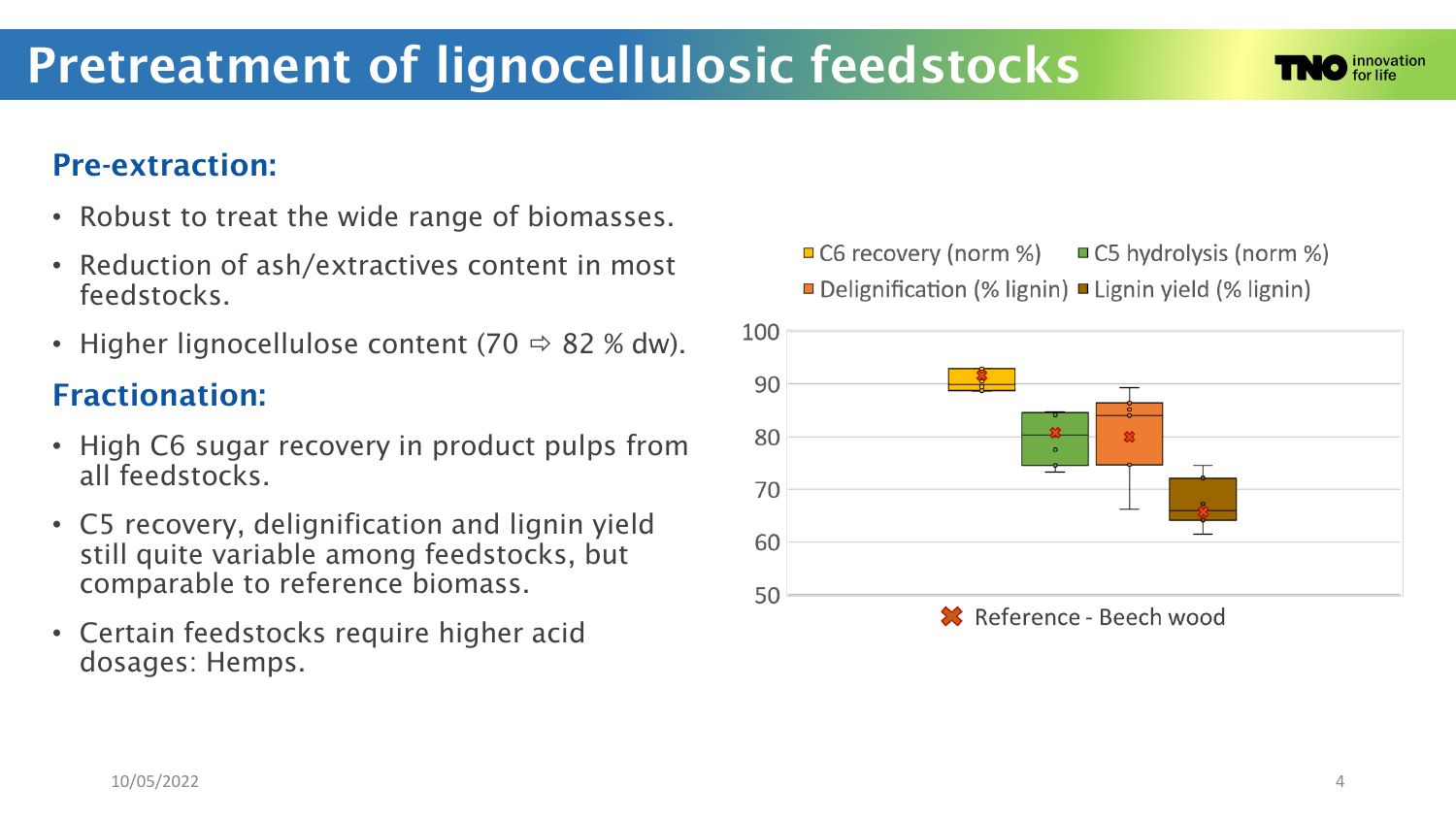# Pretreatment of lignocellulosic feedstocks

### Pre-extraction:

- Robust to treat the wide range of biomasses.
- Reduction of ash/extractives content in most feedstocks.
- Higher lignocellulose content (70 ⇨ 82 % dw).

### Fractionation:

- High C6 sugar recovery in product pulps from all feedstocks.
- C5 recovery, delignification and lignin yield still quite variable among feedstocks, but comparable to reference biomass.
- Certain feedstocks require higher acid dosages: Hemps.

C6 recovery (norm %) | C5 hydrolysis (norm %) | Delignification (% lignin) | Lignin yield (% lignin)

Reference - Beech wood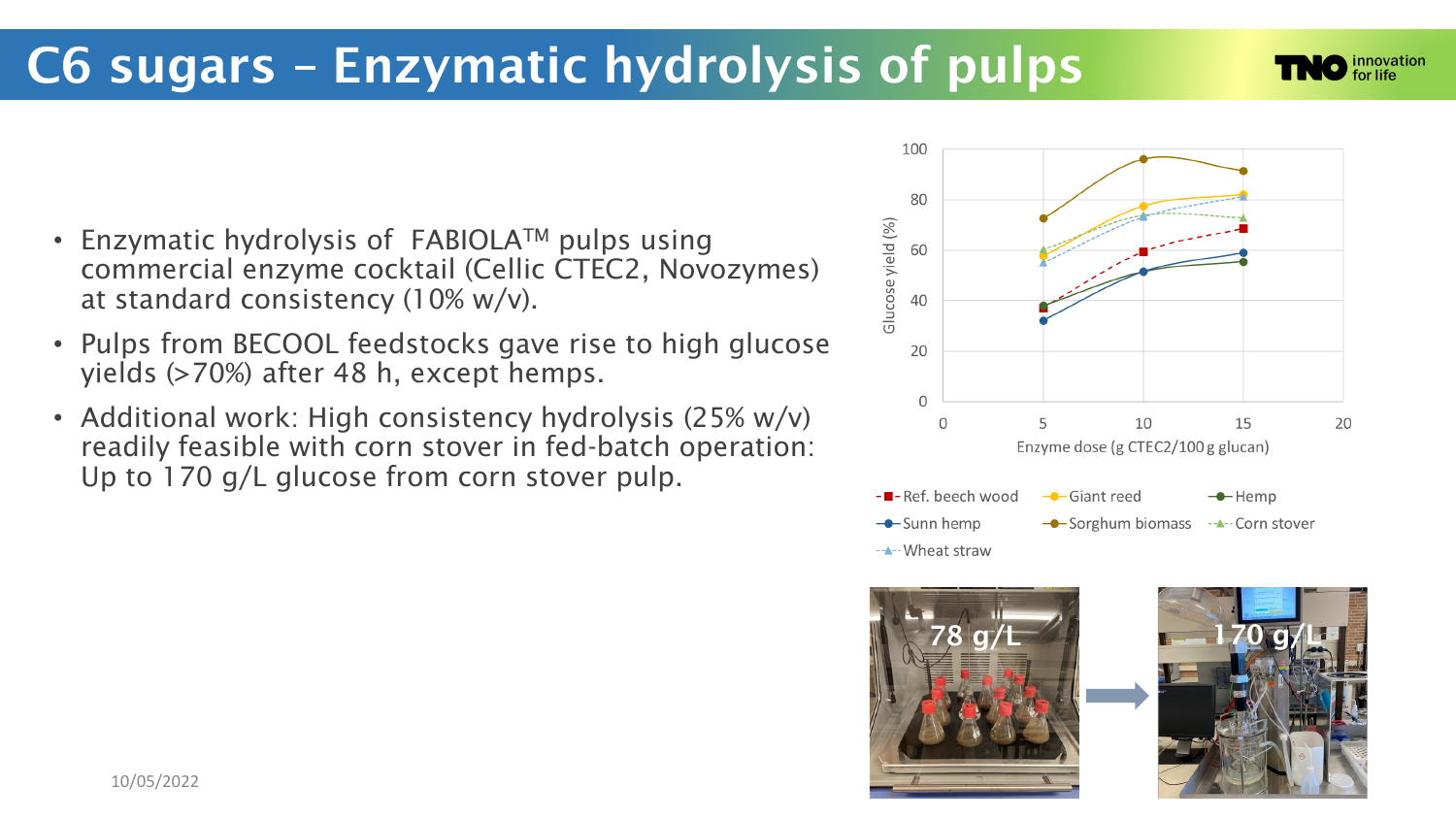# C6 sugars – Enzymatic hydrolysis of pulps

- Enzymatic hydrolysis of FABIOLA™ pulps using commercial enzyme cocktail (Cellic CTEC2, Novozymes) at standard consistency (10% w/v).
- Pulps from BECOOL feedstocks gave rise to high glucose yields (>70%) after 48 h, except hemps.
- Additional work: High consistency hydrolysis (25% w/v) readily feasible with corn stover in fed-batch operation: Up to 170 g/L glucose from corn stover pulp.

10/05/2022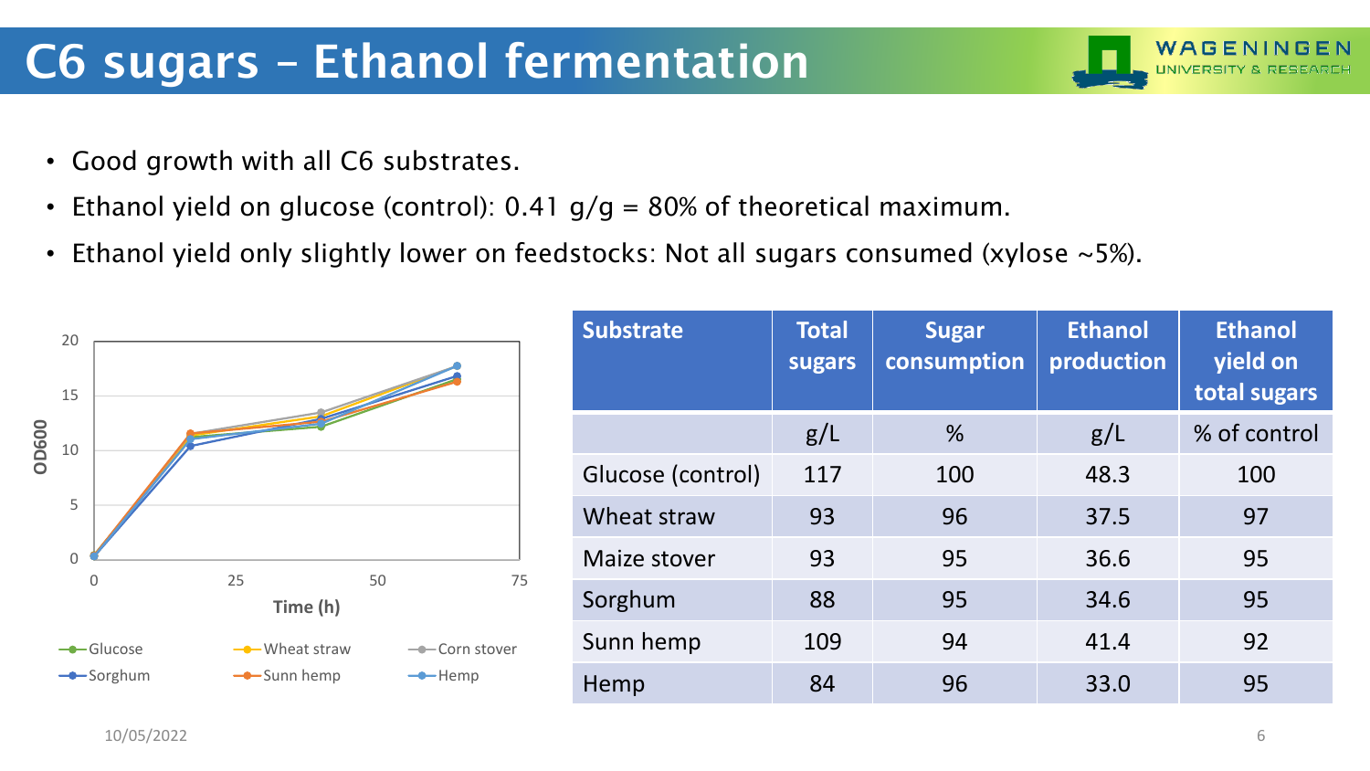# C6 sugars – Ethanol fermentation

- Good growth with all C6 substrates.
- Ethanol yield on glucose (control): 0.41 g/g = 80% of theoretical maximum.
- Ethanol yield only slightly lower on feedstocks: Not all sugars consumed (xylose ~5%).

| Substrate | Total sugars | Sugar consumption | Ethanol production | Ethanol yield on total sugars |
|---|---|---|---|---|
| | g/L | % | g/L | % of control |
| Glucose (control) | 117 | 100 | 48.3 | 100 |
| Wheat straw | 93 | 96 | 37.5 | 97 |
| Maize stover | 93 | 95 | 36.6 | 95 |
| Sorghum | 88 | 95 | 34.6 | 95 |
| Sunn hemp | 109 | 94 | 41.4 | 92 |
| Hemp | 84 | 96 | 33.0 | 95 |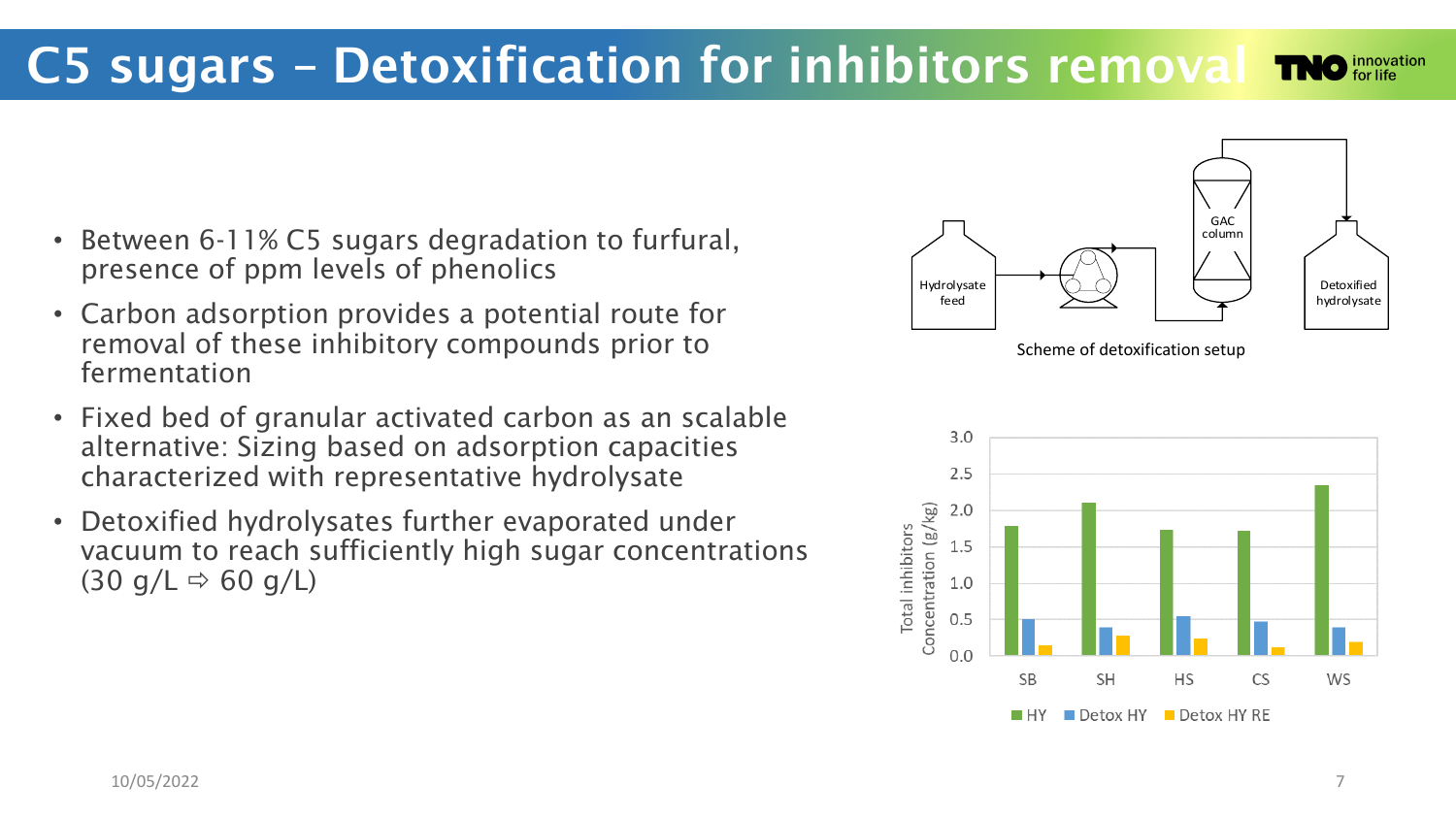# C5 sugars – Detoxification for inhibitors removal

- Between 6-11% C5 sugars degradation to furfural, presence of ppm levels of phenolics
- Carbon adsorption provides a potential route for removal of these inhibitory compounds prior to fermentation
- Fixed bed of granular activated carbon as an scalable alternative: Sizing based on adsorption capacities characterized with representative hydrolysate
- Detoxified hydrolysates further evaporated under vacuum to reach sufficiently high sugar concentrations (30 g/L ⇨ 60 g/L)

Hydrolysate feed → GAC column → Detoxified hydrolysate

Scheme of detoxification setup

Total inhibitors Concentration (g/kg)

| | HY | Detox HY | Detox HY RE |
|---|---|---|---|
| SB | 1.8 | 0.5 | 0.13 |
| SH | 2.1 | 0.38 | 0.27 |
| HS | 1.73 | 0.54 | 0.23 |
| CS | 1.72 | 0.46 | 0.1 |
| WS | 2.35 | 0.38 | 0.18 |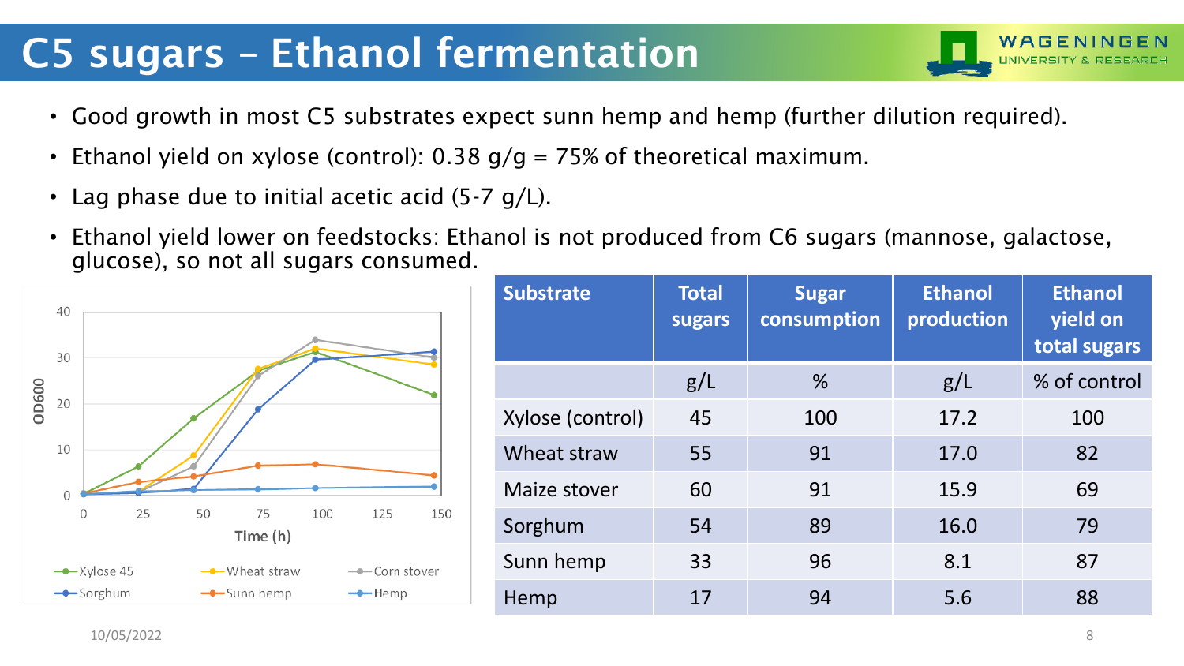# C5 sugars – Ethanol fermentation

- Good growth in most C5 substrates expect sunn hemp and hemp (further dilution required).
- Ethanol yield on xylose (control): 0.38 g/g = 75% of theoretical maximum.
- Lag phase due to initial acetic acid (5-7 g/L).
- Ethanol yield lower on feedstocks: Ethanol is not produced from C6 sugars (mannose, galactose, glucose), so not all sugars consumed.

| Substrate | Total sugars | Sugar consumption | Ethanol production | Ethanol yield on total sugars |
|---|---|---|---|---|
| | g/L | % | g/L | % of control |
| Xylose (control) | 45 | 100 | 17.2 | 100 |
| Wheat straw | 55 | 91 | 17.0 | 82 |
| Maize stover | 60 | 91 | 15.9 | 69 |
| Sorghum | 54 | 89 | 16.0 | 79 |
| Sunn hemp | 33 | 96 | 8.1 | 87 |
| Hemp | 17 | 94 | 5.6 | 88 |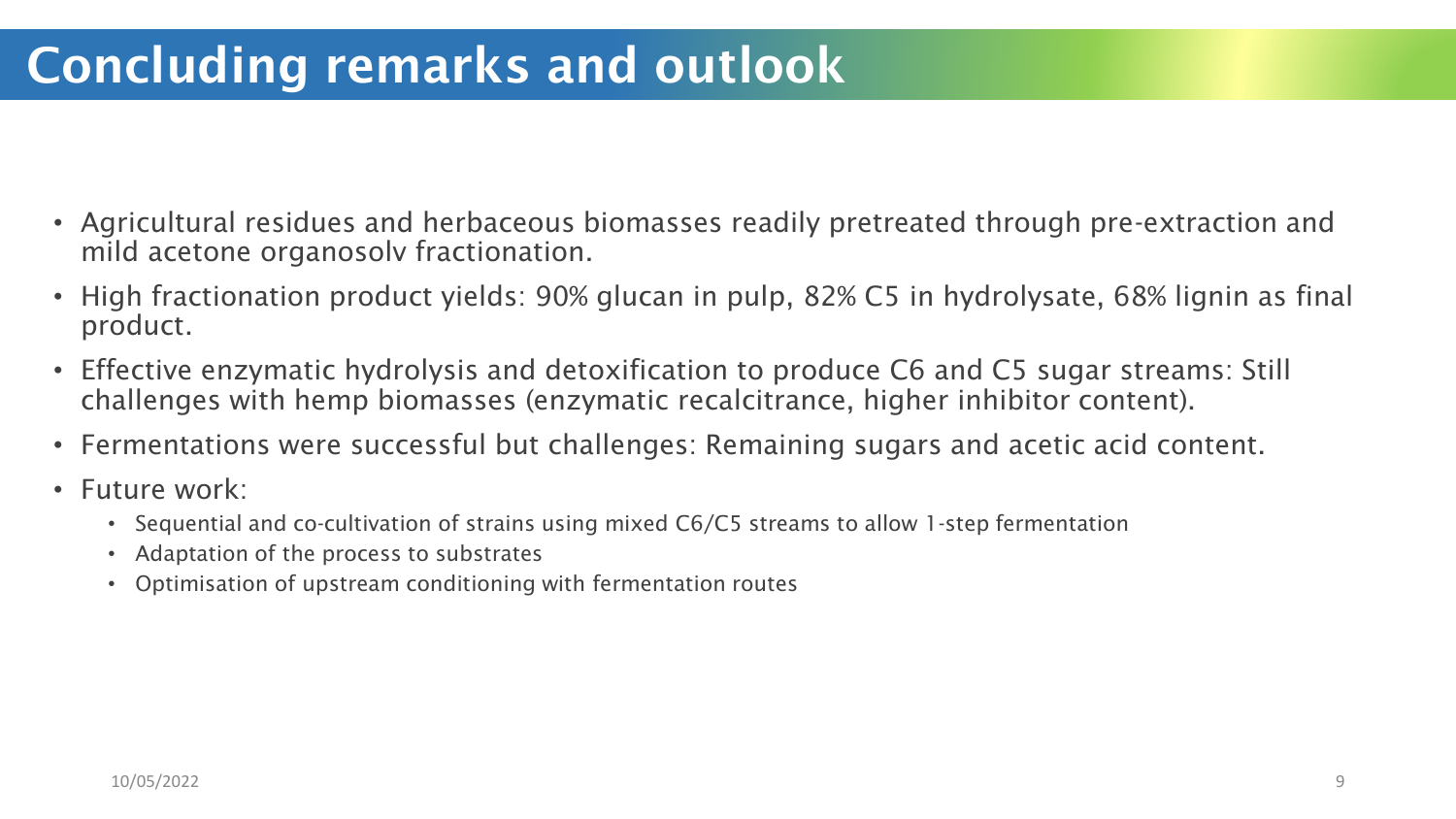# Concluding remarks and outlook

- Agricultural residues and herbaceous biomasses readily pretreated through pre-extraction and mild acetone organosolv fractionation.
- High fractionation product yields: 90% glucan in pulp, 82% C5 in hydrolysate, 68% lignin as final product.
- Effective enzymatic hydrolysis and detoxification to produce C6 and C5 sugar streams: Still challenges with hemp biomasses (enzymatic recalcitrance, higher inhibitor content).
- Fermentations were successful but challenges: Remaining sugars and acetic acid content.
- Future work:
  - Sequential and co-cultivation of strains using mixed C6/C5 streams to allow 1-step fermentation
  - Adaptation of the process to substrates
  - Optimisation of upstream conditioning with fermentation routes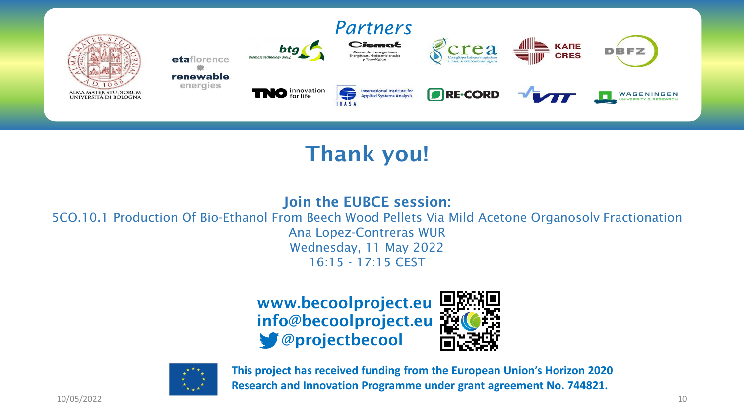## Partners

ALMA MATER STUDIORUM UNIVERSITÀ DI BOLOGNA

etaflorence renewable energies

btg biomass technology group

Ciemat Centro de Investigaciones Energéticas, Medioambientales y Tecnológicas

crea Consiglio per la ricerca in agricoltura e l'analisi dell'economia agraria

ΚΑΠΕ CRES

DBFZ

TNO innovation for life

IIASA International Institute for Applied Systems Analysis

RE-CORD

VTT

WAGENINGEN UNIVERSITY & RESEARCH

# Thank you!

**Join the EUBCE session:**

5CO.10.1 Production Of Bio-Ethanol From Beech Wood Pellets Via Mild Acetone Organosolv Fractionation
Ana Lopez-Contreras WUR
Wednesday, 11 May 2022
16:15 - 17:15 CEST

**www.becoolproject.eu**
**info@becoolproject.eu**
**@projectbecool**

**This project has received funding from the European Union's Horizon 2020 Research and Innovation Programme under grant agreement No. 744821.**

10/05/2022